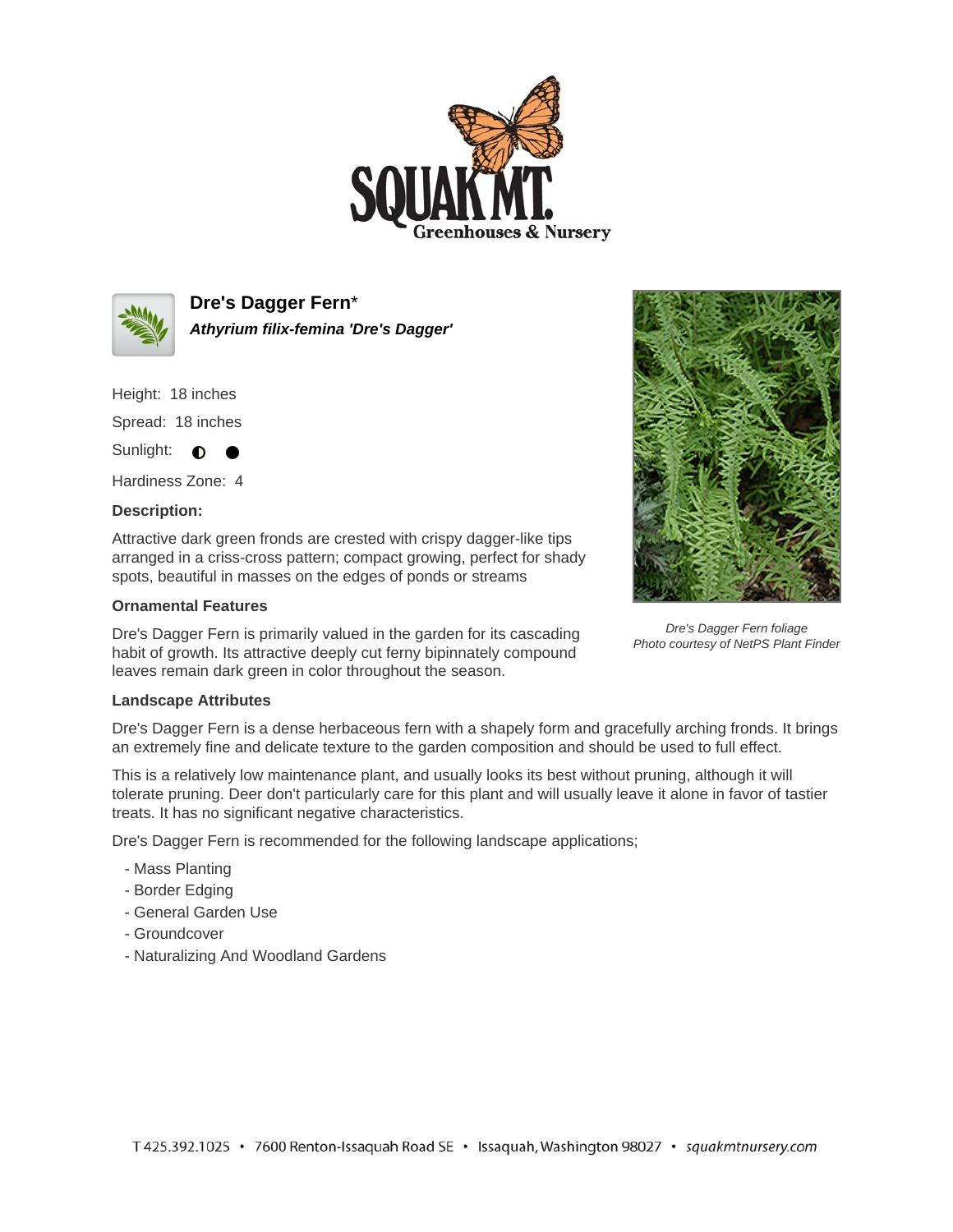# Dre's Dagger Fern*

***Athyrium filix-femina 'Dre's Dagger'***

Height: 18 inches

Spread: 18 inches

Sunlight: ◐ ●

Hardiness Zone: 4

**Description:**

Attractive dark green fronds are crested with crispy dagger-like tips arranged in a criss-cross pattern; compact growing, perfect for shady spots, beautiful in masses on the edges of ponds or streams

**Ornamental Features**

Dre's Dagger Fern is primarily valued in the garden for its cascading habit of growth. Its attractive deeply cut ferny bipinnately compound leaves remain dark green in color throughout the season.

*Dre's Dagger Fern foliage*
*Photo courtesy of NetPS Plant Finder*

**Landscape Attributes**

Dre's Dagger Fern is a dense herbaceous fern with a shapely form and gracefully arching fronds. It brings an extremely fine and delicate texture to the garden composition and should be used to full effect.

This is a relatively low maintenance plant, and usually looks its best without pruning, although it will tolerate pruning. Deer don't particularly care for this plant and will usually leave it alone in favor of tastier treats. It has no significant negative characteristics.

Dre's Dagger Fern is recommended for the following landscape applications;

- Mass Planting
- Border Edging
- General Garden Use
- Groundcover
- Naturalizing And Woodland Gardens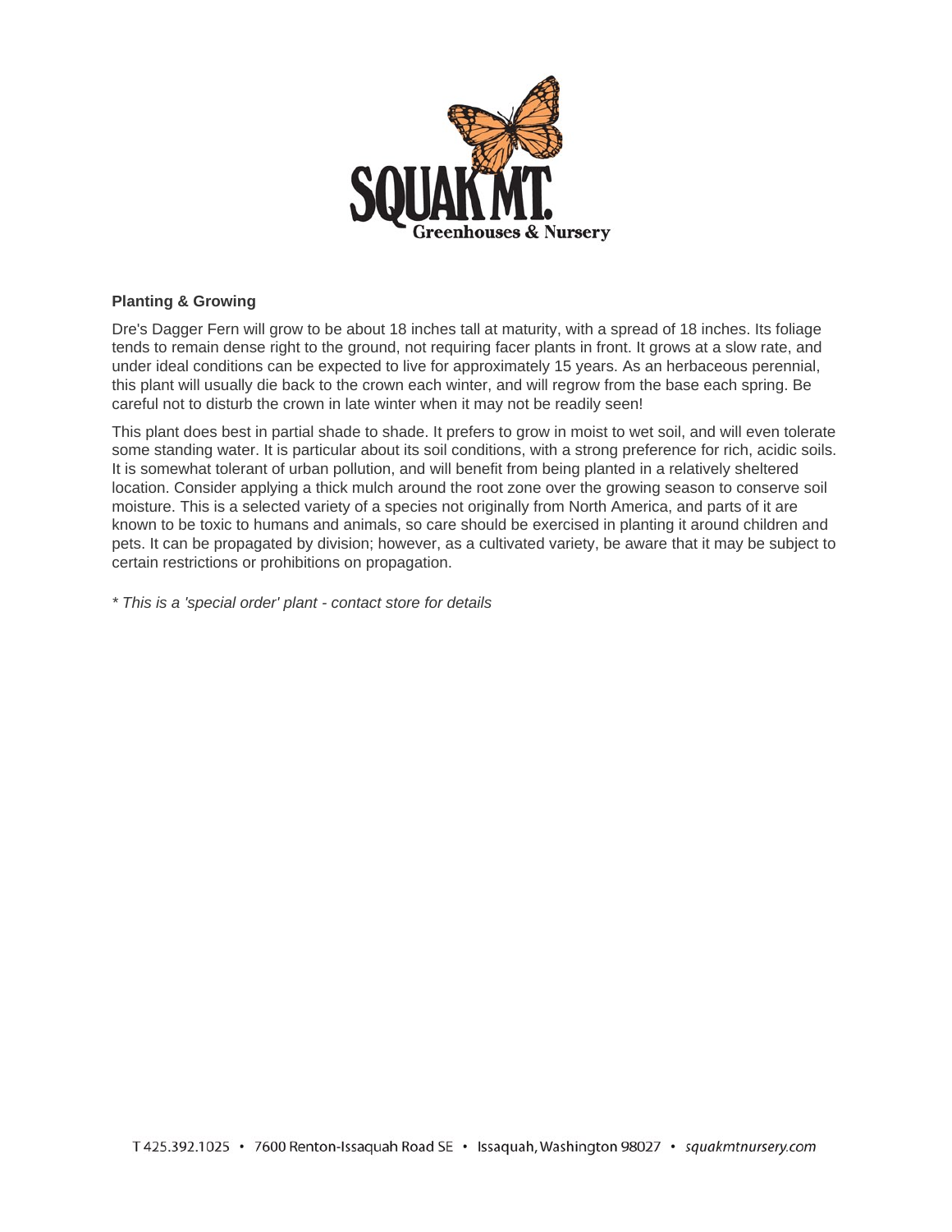**Planting & Growing**

Dre's Dagger Fern will grow to be about 18 inches tall at maturity, with a spread of 18 inches. Its foliage tends to remain dense right to the ground, not requiring facer plants in front. It grows at a slow rate, and under ideal conditions can be expected to live for approximately 15 years. As an herbaceous perennial, this plant will usually die back to the crown each winter, and will regrow from the base each spring. Be careful not to disturb the crown in late winter when it may not be readily seen!

This plant does best in partial shade to shade. It prefers to grow in moist to wet soil, and will even tolerate some standing water. It is particular about its soil conditions, with a strong preference for rich, acidic soils. It is somewhat tolerant of urban pollution, and will benefit from being planted in a relatively sheltered location. Consider applying a thick mulch around the root zone over the growing season to conserve soil moisture. This is a selected variety of a species not originally from North America, and parts of it are known to be toxic to humans and animals, so care should be exercised in planting it around children and pets. It can be propagated by division; however, as a cultivated variety, be aware that it may be subject to certain restrictions or prohibitions on propagation.

*\* This is a 'special order' plant - contact store for details*